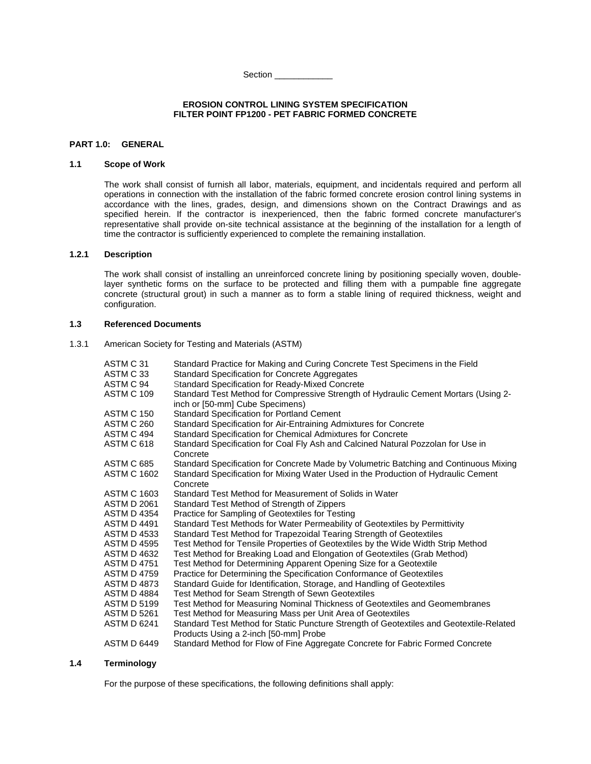Section ____________

**EROSION CONTROL LINING SYSTEM SPECIFICATION**
**FILTER POINT FP1200 - PET FABRIC FORMED CONCRETE**

## PART 1.0: GENERAL

### 1.1 Scope of Work

The work shall consist of furnish all labor, materials, equipment, and incidentals required and perform all operations in connection with the installation of the fabric formed concrete erosion control lining systems in accordance with the lines, grades, design, and dimensions shown on the Contract Drawings and as specified herein. If the contractor is inexperienced, then the fabric formed concrete manufacturer's representative shall provide on-site technical assistance at the beginning of the installation for a length of time the contractor is sufficiently experienced to complete the remaining installation.

### 1.2.1 Description

The work shall consist of installing an unreinforced concrete lining by positioning specially woven, double-layer synthetic forms on the surface to be protected and filling them with a pumpable fine aggregate concrete (structural grout) in such a manner as to form a stable lining of required thickness, weight and configuration.

### 1.3 Referenced Documents

1.3.1 American Society for Testing and Materials (ASTM)

| | |
|---|---|
| ASTM C 31 | Standard Practice for Making and Curing Concrete Test Specimens in the Field |
| ASTM C 33 | Standard Specification for Concrete Aggregates |
| ASTM C 94 | Standard Specification for Ready-Mixed Concrete |
| ASTM C 109 | Standard Test Method for Compressive Strength of Hydraulic Cement Mortars (Using 2-inch or [50-mm] Cube Specimens) |
| ASTM C 150 | Standard Specification for Portland Cement |
| ASTM C 260 | Standard Specification for Air-Entraining Admixtures for Concrete |
| ASTM C 494 | Standard Specification for Chemical Admixtures for Concrete |
| ASTM C 618 | Standard Specification for Coal Fly Ash and Calcined Natural Pozzolan for Use in Concrete |
| ASTM C 685 | Standard Specification for Concrete Made by Volumetric Batching and Continuous Mixing |
| ASTM C 1602 | Standard Specification for Mixing Water Used in the Production of Hydraulic Cement Concrete |
| ASTM C 1603 | Standard Test Method for Measurement of Solids in Water |
| ASTM D 2061 | Standard Test Method of Strength of Zippers |
| ASTM D 4354 | Practice for Sampling of Geotextiles for Testing |
| ASTM D 4491 | Standard Test Methods for Water Permeability of Geotextiles by Permittivity |
| ASTM D 4533 | Standard Test Method for Trapezoidal Tearing Strength of Geotextiles |
| ASTM D 4595 | Test Method for Tensile Properties of Geotextiles by the Wide Width Strip Method |
| ASTM D 4632 | Test Method for Breaking Load and Elongation of Geotextiles (Grab Method) |
| ASTM D 4751 | Test Method for Determining Apparent Opening Size for a Geotextile |
| ASTM D 4759 | Practice for Determining the Specification Conformance of Geotextiles |
| ASTM D 4873 | Standard Guide for Identification, Storage, and Handling of Geotextiles |
| ASTM D 4884 | Test Method for Seam Strength of Sewn Geotextiles |
| ASTM D 5199 | Test Method for Measuring Nominal Thickness of Geotextiles and Geomembranes |
| ASTM D 5261 | Test Method for Measuring Mass per Unit Area of Geotextiles |
| ASTM D 6241 | Standard Test Method for Static Puncture Strength of Geotextiles and Geotextile-Related Products Using a 2-inch [50-mm] Probe |
| ASTM D 6449 | Standard Method for Flow of Fine Aggregate Concrete for Fabric Formed Concrete |

### 1.4 Terminology

For the purpose of these specifications, the following definitions shall apply: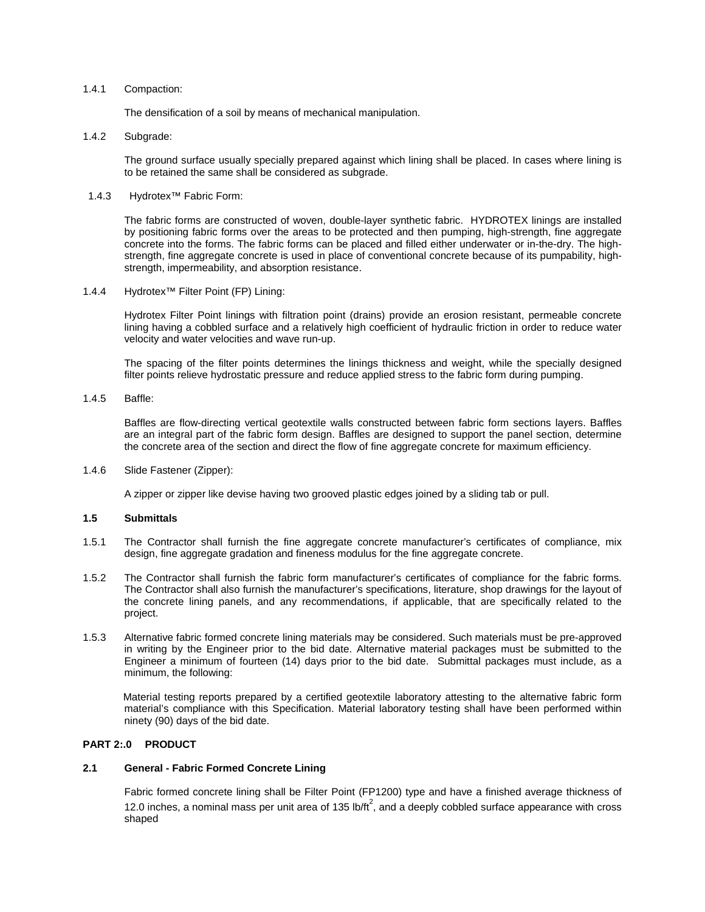1.4.1 Compaction:

The densification of a soil by means of mechanical manipulation.

1.4.2 Subgrade:

The ground surface usually specially prepared against which lining shall be placed. In cases where lining is to be retained the same shall be considered as subgrade.

1.4.3 Hydrotex™ Fabric Form:

The fabric forms are constructed of woven, double-layer synthetic fabric. HYDROTEX linings are installed by positioning fabric forms over the areas to be protected and then pumping, high-strength, fine aggregate concrete into the forms. The fabric forms can be placed and filled either underwater or in-the-dry. The high-strength, fine aggregate concrete is used in place of conventional concrete because of its pumpability, high-strength, impermeability, and absorption resistance.

1.4.4 Hydrotex™ Filter Point (FP) Lining:

Hydrotex Filter Point linings with filtration point (drains) provide an erosion resistant, permeable concrete lining having a cobbled surface and a relatively high coefficient of hydraulic friction in order to reduce water velocity and water velocities and wave run-up.

The spacing of the filter points determines the linings thickness and weight, while the specially designed filter points relieve hydrostatic pressure and reduce applied stress to the fabric form during pumping.

1.4.5 Baffle:

Baffles are flow-directing vertical geotextile walls constructed between fabric form sections layers. Baffles are an integral part of the fabric form design. Baffles are designed to support the panel section, determine the concrete area of the section and direct the flow of fine aggregate concrete for maximum efficiency.

1.4.6 Slide Fastener (Zipper):

A zipper or zipper like devise having two grooved plastic edges joined by a sliding tab or pull.

**1.5 Submittals**

1.5.1 The Contractor shall furnish the fine aggregate concrete manufacturer's certificates of compliance, mix design, fine aggregate gradation and fineness modulus for the fine aggregate concrete.

1.5.2 The Contractor shall furnish the fabric form manufacturer's certificates of compliance for the fabric forms. The Contractor shall also furnish the manufacturer's specifications, literature, shop drawings for the layout of the concrete lining panels, and any recommendations, if applicable, that are specifically related to the project.

1.5.3 Alternative fabric formed concrete lining materials may be considered. Such materials must be pre-approved in writing by the Engineer prior to the bid date. Alternative material packages must be submitted to the Engineer a minimum of fourteen (14) days prior to the bid date. Submittal packages must include, as a minimum, the following:

Material testing reports prepared by a certified geotextile laboratory attesting to the alternative fabric form material's compliance with this Specification. Material laboratory testing shall have been performed within ninety (90) days of the bid date.

**PART 2:.0 PRODUCT**

**2.1 General - Fabric Formed Concrete Lining**

Fabric formed concrete lining shall be Filter Point (FP1200) type and have a finished average thickness of 12.0 inches, a nominal mass per unit area of 135 lb/ft$^2$, and a deeply cobbled surface appearance with cross shaped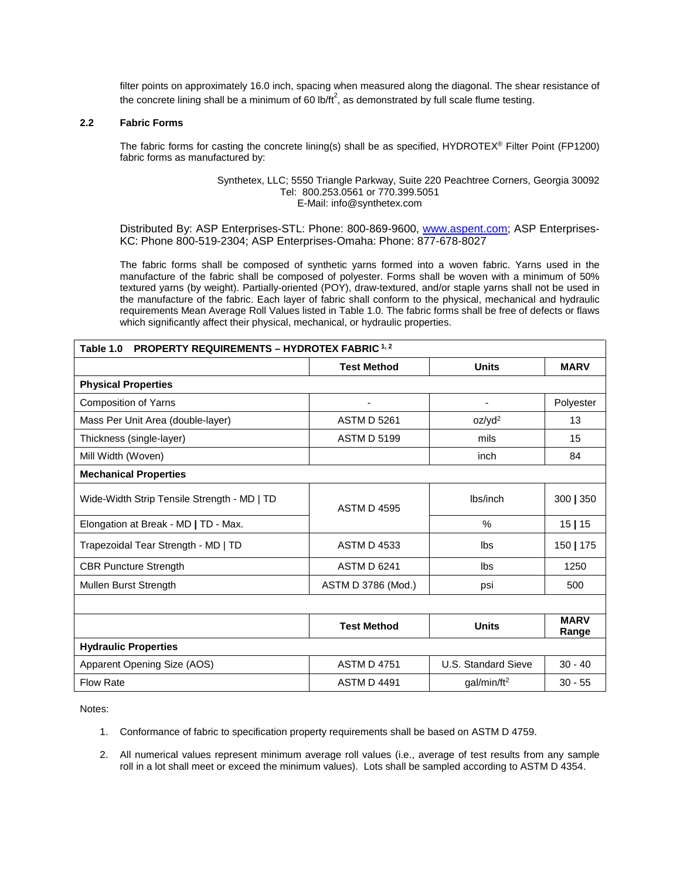filter points on approximately 16.0 inch, spacing when measured along the diagonal. The shear resistance of the concrete lining shall be a minimum of 60 lb/ft$^2$, as demonstrated by full scale flume testing.

### 2.2 Fabric Forms

The fabric forms for casting the concrete lining(s) shall be as specified, HYDROTEX® Filter Point (FP1200) fabric forms as manufactured by:

Synthetex, LLC; 5550 Triangle Parkway, Suite 220 Peachtree Corners, Georgia 30092
Tel: 800.253.0561 or 770.399.5051
E-Mail: info@synthetex.com

Distributed By: ASP Enterprises-STL: Phone: 800-869-9600, www.aspent.com; ASP Enterprises-KC: Phone 800-519-2304; ASP Enterprises-Omaha: Phone: 877-678-8027

The fabric forms shall be composed of synthetic yarns formed into a woven fabric. Yarns used in the manufacture of the fabric shall be composed of polyester. Forms shall be woven with a minimum of 50% textured yarns (by weight). Partially-oriented (POY), draw-textured, and/or staple yarns shall not be used in the manufacture of the fabric. Each layer of fabric shall conform to the physical, mechanical and hydraulic requirements Mean Average Roll Values listed in Table 1.0. The fabric forms shall be free of defects or flaws which significantly affect their physical, mechanical, or hydraulic properties.

**Table 1.0 PROPERTY REQUIREMENTS – HYDROTEX FABRIC [1, 2]**

| | Test Method | Units | MARV |
|---|---|---|---|
| **Physical Properties** | | | |
| Composition of Yarns | - | - | Polyester |
| Mass Per Unit Area (double-layer) | ASTM D 5261 | oz/yd$^2$ | 13 |
| Thickness (single-layer) | ASTM D 5199 | mils | 15 |
| Mill Width (Woven) | | inch | 84 |
| **Mechanical Properties** | | | |
| Wide-Width Strip Tensile Strength - MD \| TD | ASTM D 4595 | lbs/inch | 300 \| 350 |
| Elongation at Break - MD \| TD - Max. | | % | 15 \| 15 |
| Trapezoidal Tear Strength - MD \| TD | ASTM D 4533 | lbs | 150 \| 175 |
| CBR Puncture Strength | ASTM D 6241 | lbs | 1250 |
| Mullen Burst Strength | ASTM D 3786 (Mod.) | psi | 500 |
| | | | |
| | **Test Method** | **Units** | **MARV Range** |
| **Hydraulic Properties** | | | |
| Apparent Opening Size (AOS) | ASTM D 4751 | U.S. Standard Sieve | 30 - 40 |
| Flow Rate | ASTM D 4491 | gal/min/ft$^2$ | 30 - 55 |

Notes:

1. Conformance of fabric to specification property requirements shall be based on ASTM D 4759.
2. All numerical values represent minimum average roll values (i.e., average of test results from any sample roll in a lot shall meet or exceed the minimum values). Lots shall be sampled according to ASTM D 4354.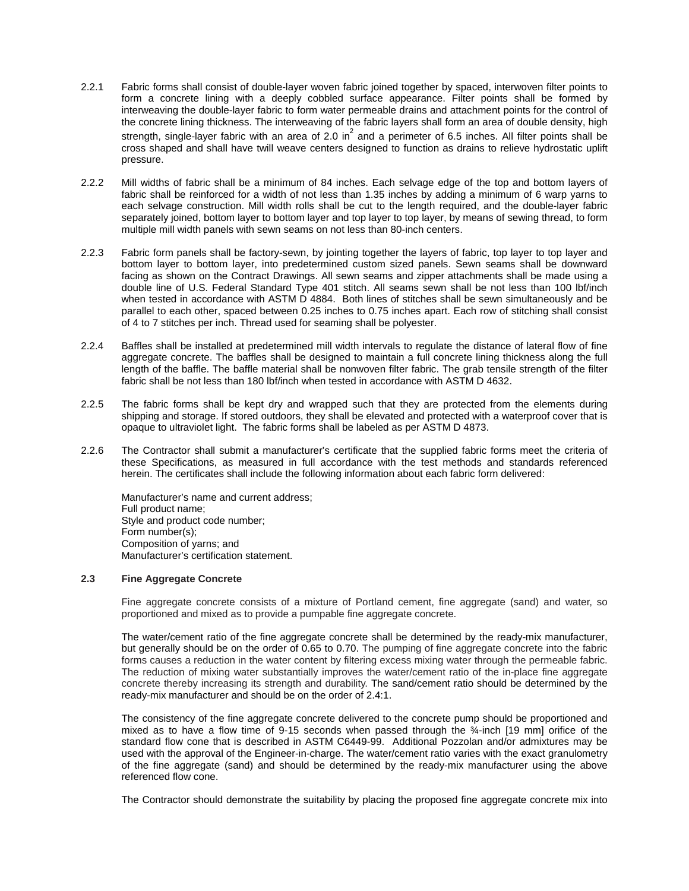2.2.1 Fabric forms shall consist of double-layer woven fabric joined together by spaced, interwoven filter points to form a concrete lining with a deeply cobbled surface appearance. Filter points shall be formed by interweaving the double-layer fabric to form water permeable drains and attachment points for the control of the concrete lining thickness. The interweaving of the fabric layers shall form an area of double density, high strength, single-layer fabric with an area of 2.0 $in^2$ and a perimeter of 6.5 inches. All filter points shall be cross shaped and shall have twill weave centers designed to function as drains to relieve hydrostatic uplift pressure.

2.2.2 Mill widths of fabric shall be a minimum of 84 inches. Each selvage edge of the top and bottom layers of fabric shall be reinforced for a width of not less than 1.35 inches by adding a minimum of 6 warp yarns to each selvage construction. Mill width rolls shall be cut to the length required, and the double-layer fabric separately joined, bottom layer to bottom layer and top layer to top layer, by means of sewing thread, to form multiple mill width panels with sewn seams on not less than 80-inch centers.

2.2.3 Fabric form panels shall be factory-sewn, by jointing together the layers of fabric, top layer to top layer and bottom layer to bottom layer, into predetermined custom sized panels. Sewn seams shall be downward facing as shown on the Contract Drawings. All sewn seams and zipper attachments shall be made using a double line of U.S. Federal Standard Type 401 stitch. All seams sewn shall be not less than 100 lbf/inch when tested in accordance with ASTM D 4884. Both lines of stitches shall be sewn simultaneously and be parallel to each other, spaced between 0.25 inches to 0.75 inches apart. Each row of stitching shall consist of 4 to 7 stitches per inch. Thread used for seaming shall be polyester.

2.2.4 Baffles shall be installed at predetermined mill width intervals to regulate the distance of lateral flow of fine aggregate concrete. The baffles shall be designed to maintain a full concrete lining thickness along the full length of the baffle. The baffle material shall be nonwoven filter fabric. The grab tensile strength of the filter fabric shall be not less than 180 lbf/inch when tested in accordance with ASTM D 4632.

2.2.5 The fabric forms shall be kept dry and wrapped such that they are protected from the elements during shipping and storage. If stored outdoors, they shall be elevated and protected with a waterproof cover that is opaque to ultraviolet light. The fabric forms shall be labeled as per ASTM D 4873.

2.2.6 The Contractor shall submit a manufacturer's certificate that the supplied fabric forms meet the criteria of these Specifications, as measured in full accordance with the test methods and standards referenced herein. The certificates shall include the following information about each fabric form delivered:

Manufacturer's name and current address;
Full product name;
Style and product code number;
Form number(s);
Composition of yarns; and
Manufacturer's certification statement.

### 2.3 Fine Aggregate Concrete

Fine aggregate concrete consists of a mixture of Portland cement, fine aggregate (sand) and water, so proportioned and mixed as to provide a pumpable fine aggregate concrete.

The water/cement ratio of the fine aggregate concrete shall be determined by the ready-mix manufacturer, but generally should be on the order of 0.65 to 0.70. The pumping of fine aggregate concrete into the fabric forms causes a reduction in the water content by filtering excess mixing water through the permeable fabric. The reduction of mixing water substantially improves the water/cement ratio of the in-place fine aggregate concrete thereby increasing its strength and durability. The sand/cement ratio should be determined by the ready-mix manufacturer and should be on the order of 2.4:1.

The consistency of the fine aggregate concrete delivered to the concrete pump should be proportioned and mixed as to have a flow time of 9-15 seconds when passed through the ¾-inch [19 mm] orifice of the standard flow cone that is described in ASTM C6449-99. Additional Pozzolan and/or admixtures may be used with the approval of the Engineer-in-charge. The water/cement ratio varies with the exact granulometry of the fine aggregate (sand) and should be determined by the ready-mix manufacturer using the above referenced flow cone.

The Contractor should demonstrate the suitability by placing the proposed fine aggregate concrete mix into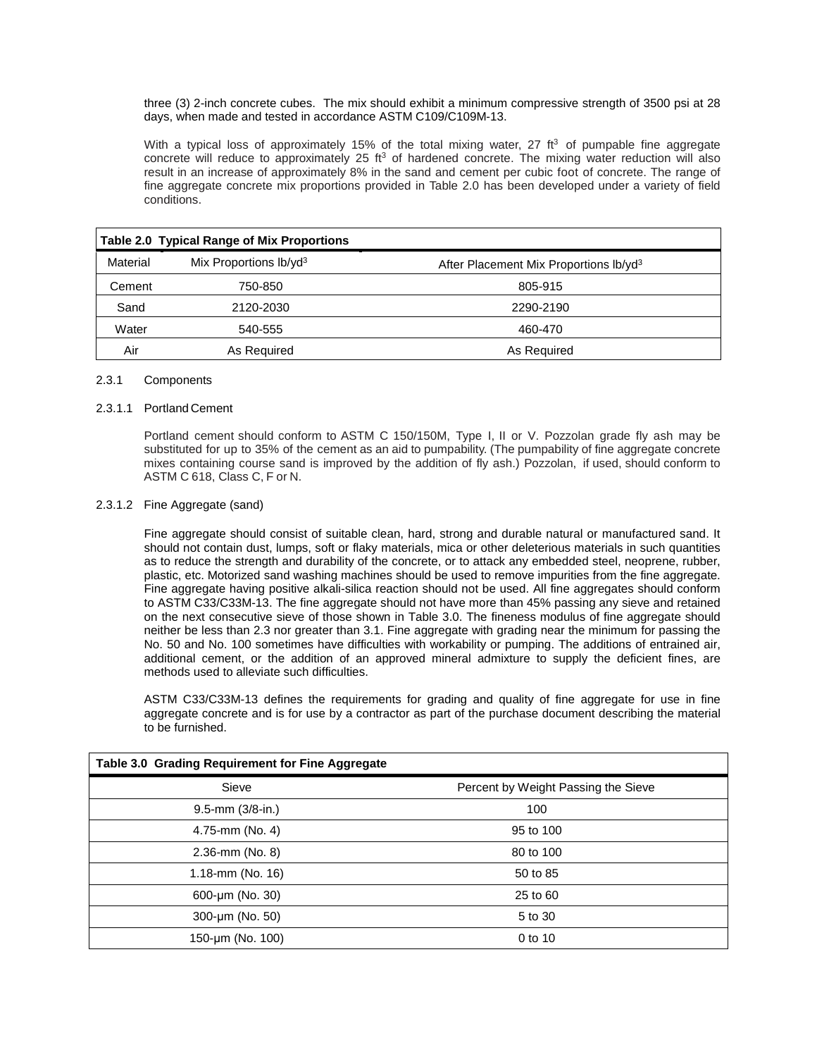three (3) 2-inch concrete cubes. The mix should exhibit a minimum compressive strength of 3500 psi at 28 days, when made and tested in accordance ASTM C109/C109M-13.

With a typical loss of approximately 15% of the total mixing water, 27 $ft^3$ of pumpable fine aggregate concrete will reduce to approximately 25 $ft^3$ of hardened concrete. The mixing water reduction will also result in an increase of approximately 8% in the sand and cement per cubic foot of concrete. The range of fine aggregate concrete mix proportions provided in Table 2.0 has been developed under a variety of field conditions.

**Table 2.0 Typical Range of Mix Proportions**

| Material | Mix Proportions lb/$yd^3$ | After Placement Mix Proportions lb/$yd^3$ |
|---|---|---|
| Cement | 750-850 | 805-915 |
| Sand | 2120-2030 | 2290-2190 |
| Water | 540-555 | 460-470 |
| Air | As Required | As Required |

2.3.1 Components

2.3.1.1 Portland Cement

Portland cement should conform to ASTM C 150/150M, Type I, II or V. Pozzolan grade fly ash may be substituted for up to 35% of the cement as an aid to pumpability. (The pumpability of fine aggregate concrete mixes containing course sand is improved by the addition of fly ash.) Pozzolan, if used, should conform to ASTM C 618, Class C, F or N.

2.3.1.2 Fine Aggregate (sand)

Fine aggregate should consist of suitable clean, hard, strong and durable natural or manufactured sand. It should not contain dust, lumps, soft or flaky materials, mica or other deleterious materials in such quantities as to reduce the strength and durability of the concrete, or to attack any embedded steel, neoprene, rubber, plastic, etc. Motorized sand washing machines should be used to remove impurities from the fine aggregate. Fine aggregate having positive alkali-silica reaction should not be used. All fine aggregates should conform to ASTM C33/C33M-13. The fine aggregate should not have more than 45% passing any sieve and retained on the next consecutive sieve of those shown in Table 3.0. The fineness modulus of fine aggregate should neither be less than 2.3 nor greater than 3.1. Fine aggregate with grading near the minimum for passing the No. 50 and No. 100 sometimes have difficulties with workability or pumping. The additions of entrained air, additional cement, or the addition of an approved mineral admixture to supply the deficient fines, are methods used to alleviate such difficulties.

ASTM C33/C33M-13 defines the requirements for grading and quality of fine aggregate for use in fine aggregate concrete and is for use by a contractor as part of the purchase document describing the material to be furnished.

**Table 3.0 Grading Requirement for Fine Aggregate**

| Sieve | Percent by Weight Passing the Sieve |
|---|---|
| 9.5-mm (3/8-in.) | 100 |
| 4.75-mm (No. 4) | 95 to 100 |
| 2.36-mm (No. 8) | 80 to 100 |
| 1.18-mm (No. 16) | 50 to 85 |
| 600-µm (No. 30) | 25 to 60 |
| 300-µm (No. 50) | 5 to 30 |
| 150-µm (No. 100) | 0 to 10 |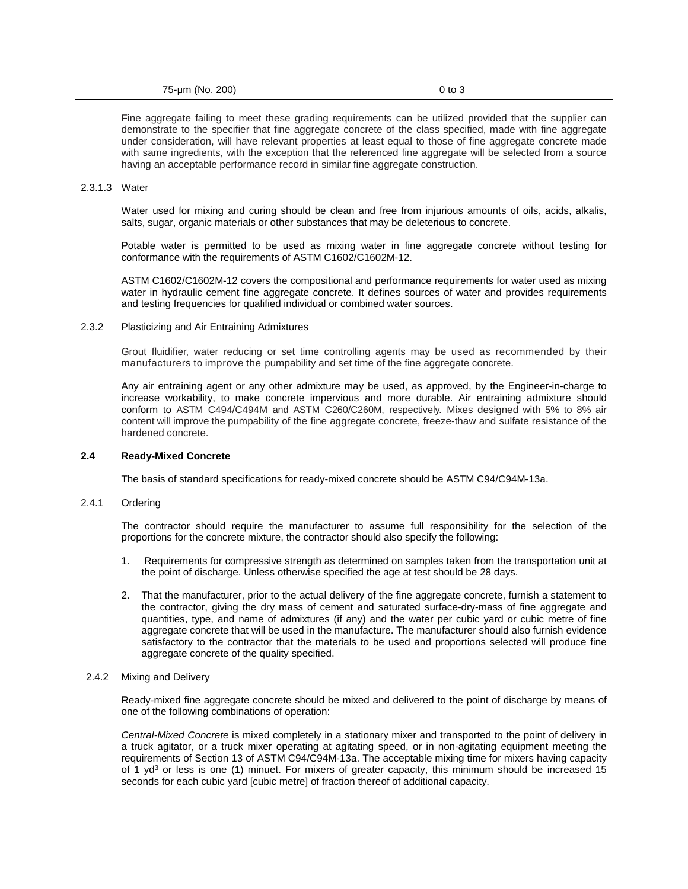| 75-µm (No. 200) | 0 to 3 |
|---|---|

Fine aggregate failing to meet these grading requirements can be utilized provided that the supplier can demonstrate to the specifier that fine aggregate concrete of the class specified, made with fine aggregate under consideration, will have relevant properties at least equal to those of fine aggregate concrete made with same ingredients, with the exception that the referenced fine aggregate will be selected from a source having an acceptable performance record in similar fine aggregate construction.

2.3.1.3 Water

Water used for mixing and curing should be clean and free from injurious amounts of oils, acids, alkalis, salts, sugar, organic materials or other substances that may be deleterious to concrete.

Potable water is permitted to be used as mixing water in fine aggregate concrete without testing for conformance with the requirements of ASTM C1602/C1602M-12.

ASTM C1602/C1602M-12 covers the compositional and performance requirements for water used as mixing water in hydraulic cement fine aggregate concrete. It defines sources of water and provides requirements and testing frequencies for qualified individual or combined water sources.

2.3.2 Plasticizing and Air Entraining Admixtures

Grout fluidifier, water reducing or set time controlling agents may be used as recommended by their manufacturers to improve the pumpability and set time of the fine aggregate concrete.

Any air entraining agent or any other admixture may be used, as approved, by the Engineer-in-charge to increase workability, to make concrete impervious and more durable. Air entraining admixture should conform to ASTM C494/C494M and ASTM C260/C260M, respectively. Mixes designed with 5% to 8% air content will improve the pumpability of the fine aggregate concrete, freeze-thaw and sulfate resistance of the hardened concrete.

### 2.4 Ready-Mixed Concrete

The basis of standard specifications for ready-mixed concrete should be ASTM C94/C94M-13a.

2.4.1 Ordering

The contractor should require the manufacturer to assume full responsibility for the selection of the proportions for the concrete mixture, the contractor should also specify the following:

1. Requirements for compressive strength as determined on samples taken from the transportation unit at the point of discharge. Unless otherwise specified the age at test should be 28 days.
2. That the manufacturer, prior to the actual delivery of the fine aggregate concrete, furnish a statement to the contractor, giving the dry mass of cement and saturated surface-dry-mass of fine aggregate and quantities, type, and name of admixtures (if any) and the water per cubic yard or cubic metre of fine aggregate concrete that will be used in the manufacture. The manufacturer should also furnish evidence satisfactory to the contractor that the materials to be used and proportions selected will produce fine aggregate concrete of the quality specified.

2.4.2 Mixing and Delivery

Ready-mixed fine aggregate concrete should be mixed and delivered to the point of discharge by means of one of the following combinations of operation:

*Central-Mixed Concrete* is mixed completely in a stationary mixer and transported to the point of delivery in a truck agitator, or a truck mixer operating at agitating speed, or in non-agitating equipment meeting the requirements of Section 13 of ASTM C94/C94M-13a. The acceptable mixing time for mixers having capacity of 1 $yd^3$ or less is one (1) minuet. For mixers of greater capacity, this minimum should be increased 15 seconds for each cubic yard [cubic metre] of fraction thereof of additional capacity.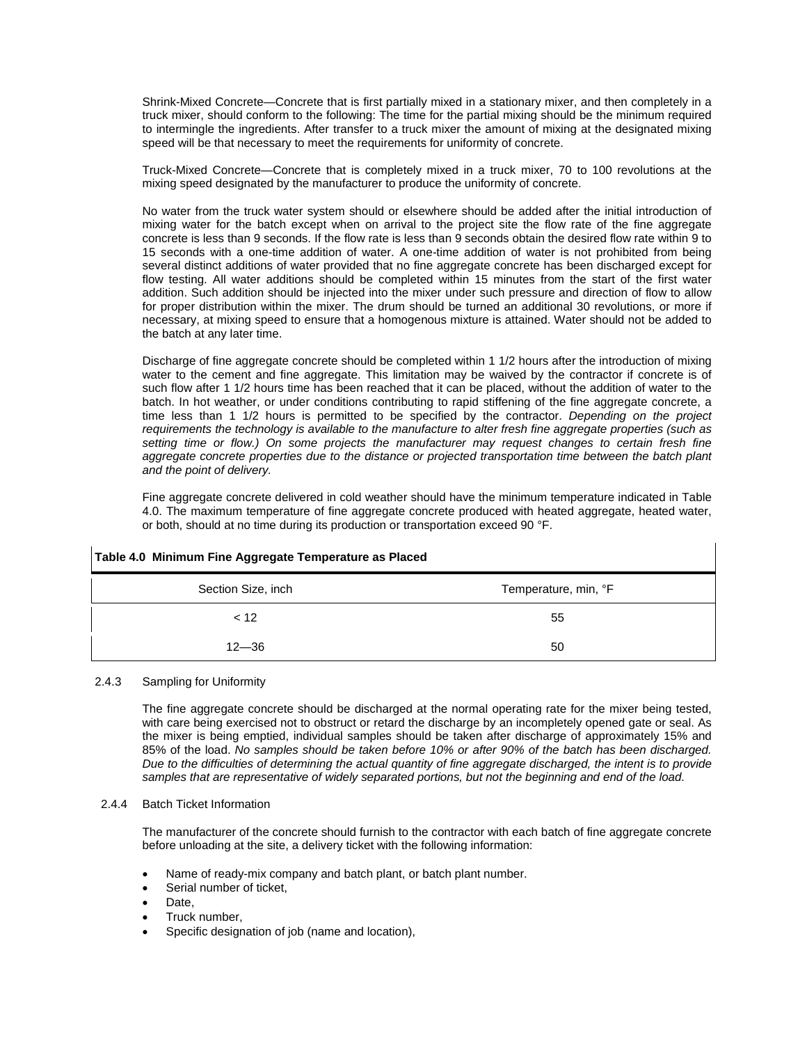Shrink-Mixed Concrete—Concrete that is first partially mixed in a stationary mixer, and then completely in a truck mixer, should conform to the following: The time for the partial mixing should be the minimum required to intermingle the ingredients. After transfer to a truck mixer the amount of mixing at the designated mixing speed will be that necessary to meet the requirements for uniformity of concrete.

Truck-Mixed Concrete—Concrete that is completely mixed in a truck mixer, 70 to 100 revolutions at the mixing speed designated by the manufacturer to produce the uniformity of concrete.

No water from the truck water system should or elsewhere should be added after the initial introduction of mixing water for the batch except when on arrival to the project site the flow rate of the fine aggregate concrete is less than 9 seconds. If the flow rate is less than 9 seconds obtain the desired flow rate within 9 to 15 seconds with a one-time addition of water. A one-time addition of water is not prohibited from being several distinct additions of water provided that no fine aggregate concrete has been discharged except for flow testing. All water additions should be completed within 15 minutes from the start of the first water addition. Such addition should be injected into the mixer under such pressure and direction of flow to allow for proper distribution within the mixer. The drum should be turned an additional 30 revolutions, or more if necessary, at mixing speed to ensure that a homogenous mixture is attained. Water should not be added to the batch at any later time.

Discharge of fine aggregate concrete should be completed within 1 1/2 hours after the introduction of mixing water to the cement and fine aggregate. This limitation may be waived by the contractor if concrete is of such flow after 1 1/2 hours time has been reached that it can be placed, without the addition of water to the batch. In hot weather, or under conditions contributing to rapid stiffening of the fine aggregate concrete, a time less than 1 1/2 hours is permitted to be specified by the contractor. *Depending on the project requirements the technology is available to the manufacture to alter fresh fine aggregate properties (such as setting time or flow.) On some projects the manufacturer may request changes to certain fresh fine aggregate concrete properties due to the distance or projected transportation time between the batch plant and the point of delivery.*

Fine aggregate concrete delivered in cold weather should have the minimum temperature indicated in Table 4.0. The maximum temperature of fine aggregate concrete produced with heated aggregate, heated water, or both, should at no time during its production or transportation exceed 90 °F.

**Table 4.0 Minimum Fine Aggregate Temperature as Placed**

| Section Size, inch | Temperature, min, °F |
|---|---|
| < 12 | 55 |
| 12—36 | 50 |

2.4.3 Sampling for Uniformity

The fine aggregate concrete should be discharged at the normal operating rate for the mixer being tested, with care being exercised not to obstruct or retard the discharge by an incompletely opened gate or seal. As the mixer is being emptied, individual samples should be taken after discharge of approximately 15% and 85% of the load. *No samples should be taken before 10% or after 90% of the batch has been discharged. Due to the difficulties of determining the actual quantity of fine aggregate discharged, the intent is to provide samples that are representative of widely separated portions, but not the beginning and end of the load.*

2.4.4 Batch Ticket Information

The manufacturer of the concrete should furnish to the contractor with each batch of fine aggregate concrete before unloading at the site, a delivery ticket with the following information:

- Name of ready-mix company and batch plant, or batch plant number.
- Serial number of ticket,
- Date,
- Truck number,
- Specific designation of job (name and location),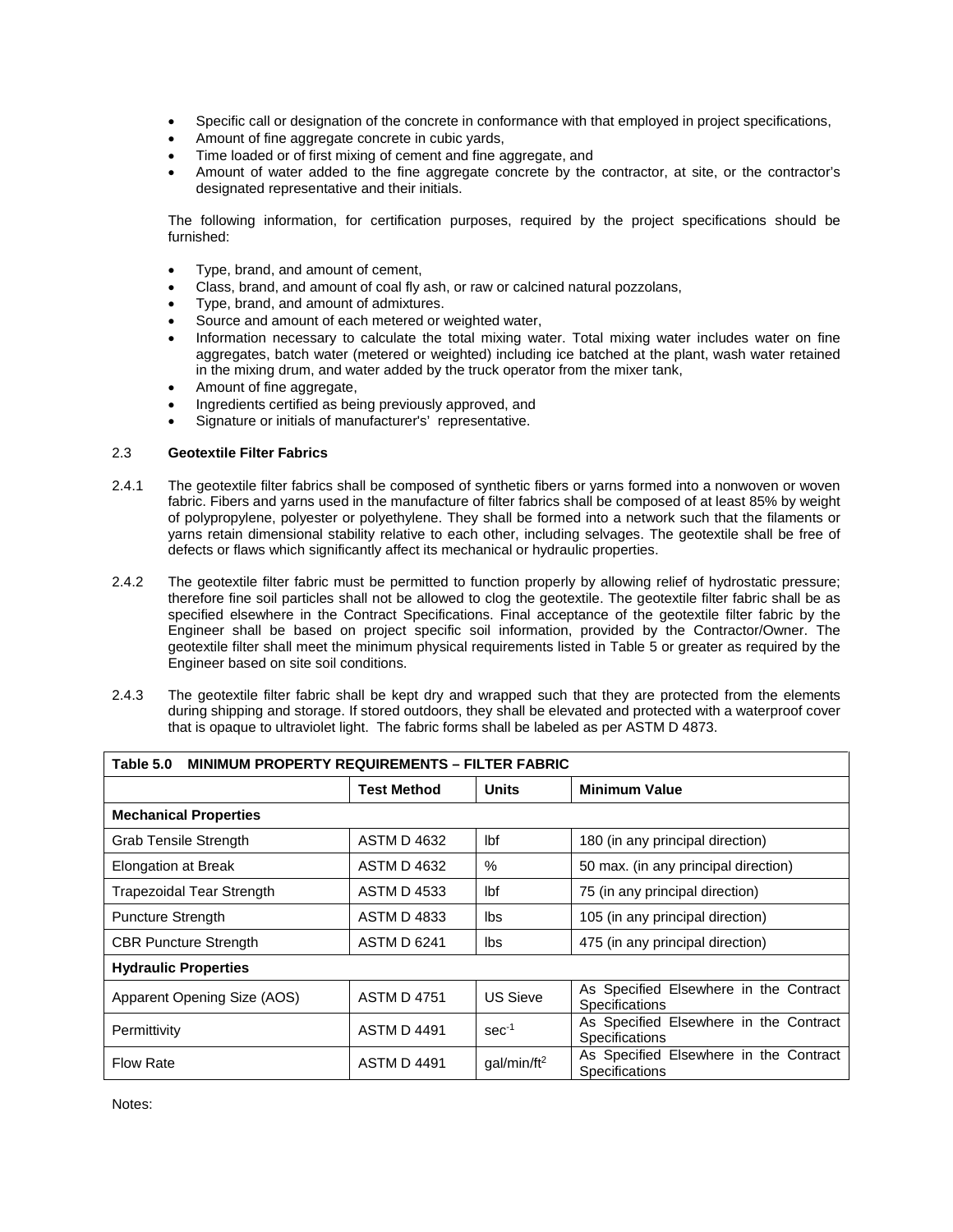- Specific call or designation of the concrete in conformance with that employed in project specifications,
- Amount of fine aggregate concrete in cubic yards,
- Time loaded or of first mixing of cement and fine aggregate, and
- Amount of water added to the fine aggregate concrete by the contractor, at site, or the contractor's designated representative and their initials.

The following information, for certification purposes, required by the project specifications should be furnished:

- Type, brand, and amount of cement,
- Class, brand, and amount of coal fly ash, or raw or calcined natural pozzolans,
- Type, brand, and amount of admixtures.
- Source and amount of each metered or weighted water,
- Information necessary to calculate the total mixing water. Total mixing water includes water on fine aggregates, batch water (metered or weighted) including ice batched at the plant, wash water retained in the mixing drum, and water added by the truck operator from the mixer tank,
- Amount of fine aggregate,
- Ingredients certified as being previously approved, and
- Signature or initials of manufacturer's' representative.

2.3 **Geotextile Filter Fabrics**

2.4.1 The geotextile filter fabrics shall be composed of synthetic fibers or yarns formed into a nonwoven or woven fabric. Fibers and yarns used in the manufacture of filter fabrics shall be composed of at least 85% by weight of polypropylene, polyester or polyethylene. They shall be formed into a network such that the filaments or yarns retain dimensional stability relative to each other, including selvages. The geotextile shall be free of defects or flaws which significantly affect its mechanical or hydraulic properties.

2.4.2 The geotextile filter fabric must be permitted to function properly by allowing relief of hydrostatic pressure; therefore fine soil particles shall not be allowed to clog the geotextile. The geotextile filter fabric shall be as specified elsewhere in the Contract Specifications. Final acceptance of the geotextile filter fabric by the Engineer shall be based on project specific soil information, provided by the Contractor/Owner. The geotextile filter shall meet the minimum physical requirements listed in Table 5 or greater as required by the Engineer based on site soil conditions.

2.4.3 The geotextile filter fabric shall be kept dry and wrapped such that they are protected from the elements during shipping and storage. If stored outdoors, they shall be elevated and protected with a waterproof cover that is opaque to ultraviolet light. The fabric forms shall be labeled as per ASTM D 4873.

**Table 5.0 MINIMUM PROPERTY REQUIREMENTS – FILTER FABRIC**

| | Test Method | Units | Minimum Value |
|---|---|---|---|
| **Mechanical Properties** | | | |
| Grab Tensile Strength | ASTM D 4632 | lbf | 180 (in any principal direction) |
| Elongation at Break | ASTM D 4632 | % | 50 max. (in any principal direction) |
| Trapezoidal Tear Strength | ASTM D 4533 | lbf | 75 (in any principal direction) |
| Puncture Strength | ASTM D 4833 | lbs | 105 (in any principal direction) |
| CBR Puncture Strength | ASTM D 6241 | lbs | 475 (in any principal direction) |
| **Hydraulic Properties** | | | |
| Apparent Opening Size (AOS) | ASTM D 4751 | US Sieve | As Specified Elsewhere in the Contract Specifications |
| Permittivity | ASTM D 4491 | $sec^{-1}$ | As Specified Elsewhere in the Contract Specifications |
| Flow Rate | ASTM D 4491 | $gal/min/ft^2$ | As Specified Elsewhere in the Contract Specifications |

Notes: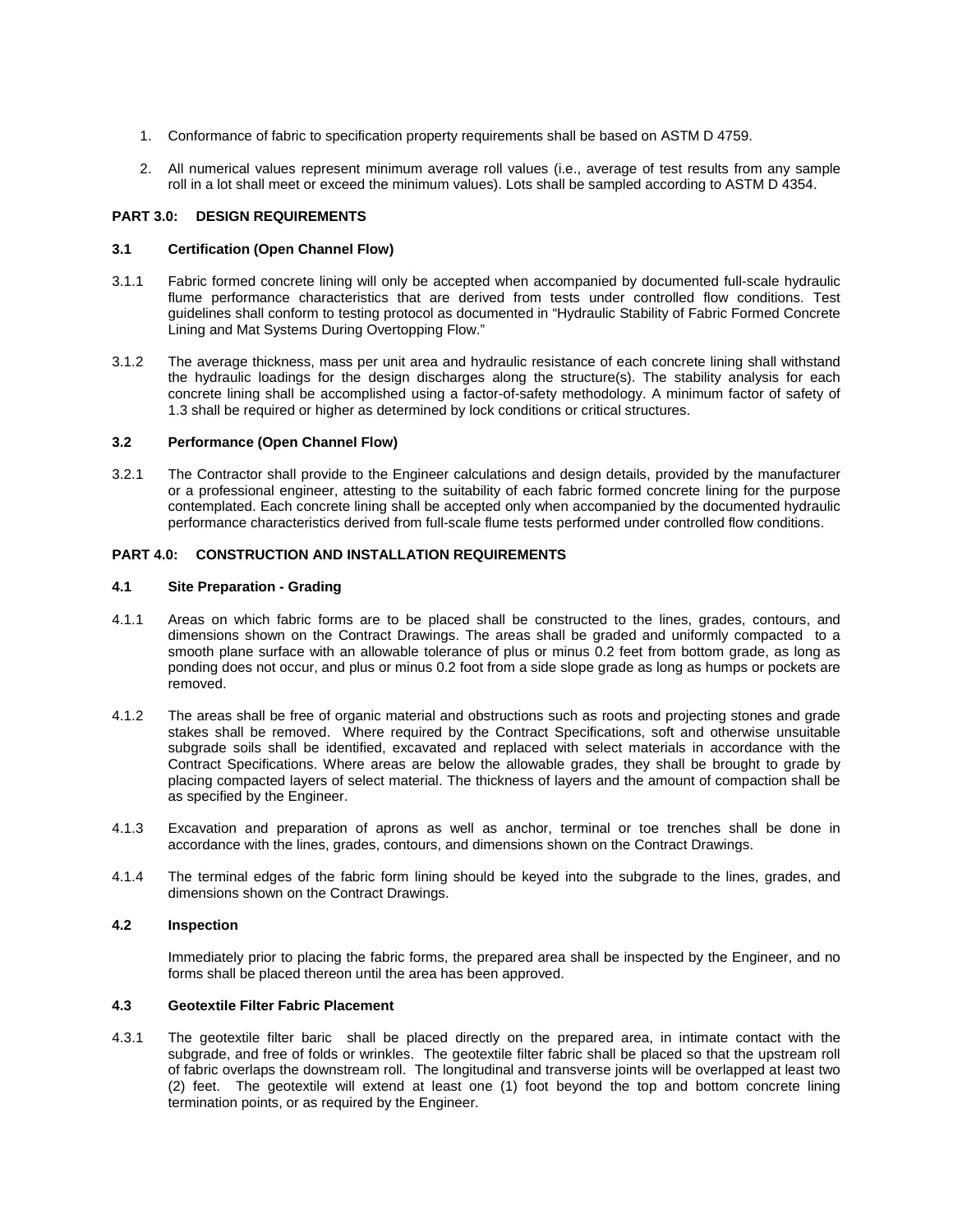1. Conformance of fabric to specification property requirements shall be based on ASTM D 4759.

2. All numerical values represent minimum average roll values (i.e., average of test results from any sample roll in a lot shall meet or exceed the minimum values). Lots shall be sampled according to ASTM D 4354.

## PART 3.0: DESIGN REQUIREMENTS

### 3.1 Certification (Open Channel Flow)

3.1.1 Fabric formed concrete lining will only be accepted when accompanied by documented full-scale hydraulic flume performance characteristics that are derived from tests under controlled flow conditions. Test guidelines shall conform to testing protocol as documented in "Hydraulic Stability of Fabric Formed Concrete Lining and Mat Systems During Overtopping Flow."

3.1.2 The average thickness, mass per unit area and hydraulic resistance of each concrete lining shall withstand the hydraulic loadings for the design discharges along the structure(s). The stability analysis for each concrete lining shall be accomplished using a factor-of-safety methodology. A minimum factor of safety of 1.3 shall be required or higher as determined by lock conditions or critical structures.

### 3.2 Performance (Open Channel Flow)

3.2.1 The Contractor shall provide to the Engineer calculations and design details, provided by the manufacturer or a professional engineer, attesting to the suitability of each fabric formed concrete lining for the purpose contemplated. Each concrete lining shall be accepted only when accompanied by the documented hydraulic performance characteristics derived from full-scale flume tests performed under controlled flow conditions.

## PART 4.0: CONSTRUCTION AND INSTALLATION REQUIREMENTS

### 4.1 Site Preparation - Grading

4.1.1 Areas on which fabric forms are to be placed shall be constructed to the lines, grades, contours, and dimensions shown on the Contract Drawings. The areas shall be graded and uniformly compacted to a smooth plane surface with an allowable tolerance of plus or minus 0.2 feet from bottom grade, as long as ponding does not occur, and plus or minus 0.2 foot from a side slope grade as long as humps or pockets are removed.

4.1.2 The areas shall be free of organic material and obstructions such as roots and projecting stones and grade stakes shall be removed. Where required by the Contract Specifications, soft and otherwise unsuitable subgrade soils shall be identified, excavated and replaced with select materials in accordance with the Contract Specifications. Where areas are below the allowable grades, they shall be brought to grade by placing compacted layers of select material. The thickness of layers and the amount of compaction shall be as specified by the Engineer.

4.1.3 Excavation and preparation of aprons as well as anchor, terminal or toe trenches shall be done in accordance with the lines, grades, contours, and dimensions shown on the Contract Drawings.

4.1.4 The terminal edges of the fabric form lining should be keyed into the subgrade to the lines, grades, and dimensions shown on the Contract Drawings.

### 4.2 Inspection

Immediately prior to placing the fabric forms, the prepared area shall be inspected by the Engineer, and no forms shall be placed thereon until the area has been approved.

### 4.3 Geotextile Filter Fabric Placement

4.3.1 The geotextile filter baric shall be placed directly on the prepared area, in intimate contact with the subgrade, and free of folds or wrinkles. The geotextile filter fabric shall be placed so that the upstream roll of fabric overlaps the downstream roll. The longitudinal and transverse joints will be overlapped at least two (2) feet. The geotextile will extend at least one (1) foot beyond the top and bottom concrete lining termination points, or as required by the Engineer.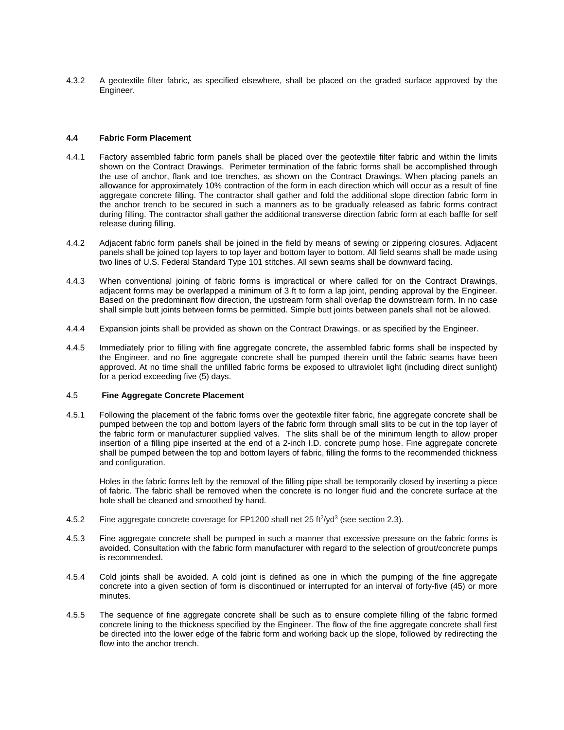4.3.2 A geotextile filter fabric, as specified elsewhere, shall be placed on the graded surface approved by the Engineer.

### 4.4 Fabric Form Placement

4.4.1 Factory assembled fabric form panels shall be placed over the geotextile filter fabric and within the limits shown on the Contract Drawings. Perimeter termination of the fabric forms shall be accomplished through the use of anchor, flank and toe trenches, as shown on the Contract Drawings. When placing panels an allowance for approximately 10% contraction of the form in each direction which will occur as a result of fine aggregate concrete filling. The contractor shall gather and fold the additional slope direction fabric form in the anchor trench to be secured in such a manners as to be gradually released as fabric forms contract during filling. The contractor shall gather the additional transverse direction fabric form at each baffle for self release during filling.

4.4.2 Adjacent fabric form panels shall be joined in the field by means of sewing or zippering closures. Adjacent panels shall be joined top layers to top layer and bottom layer to bottom. All field seams shall be made using two lines of U.S. Federal Standard Type 101 stitches. All sewn seams shall be downward facing.

4.4.3 When conventional joining of fabric forms is impractical or where called for on the Contract Drawings, adjacent forms may be overlapped a minimum of 3 ft to form a lap joint, pending approval by the Engineer. Based on the predominant flow direction, the upstream form shall overlap the downstream form. In no case shall simple butt joints between forms be permitted. Simple butt joints between panels shall not be allowed.

4.4.4 Expansion joints shall be provided as shown on the Contract Drawings, or as specified by the Engineer.

4.4.5 Immediately prior to filling with fine aggregate concrete, the assembled fabric forms shall be inspected by the Engineer, and no fine aggregate concrete shall be pumped therein until the fabric seams have been approved. At no time shall the unfilled fabric forms be exposed to ultraviolet light (including direct sunlight) for a period exceeding five (5) days.

### 4.5 Fine Aggregate Concrete Placement

4.5.1 Following the placement of the fabric forms over the geotextile filter fabric, fine aggregate concrete shall be pumped between the top and bottom layers of the fabric form through small slits to be cut in the top layer of the fabric form or manufacturer supplied valves. The slits shall be of the minimum length to allow proper insertion of a filling pipe inserted at the end of a 2-inch I.D. concrete pump hose. Fine aggregate concrete shall be pumped between the top and bottom layers of fabric, filling the forms to the recommended thickness and configuration.

Holes in the fabric forms left by the removal of the filling pipe shall be temporarily closed by inserting a piece of fabric. The fabric shall be removed when the concrete is no longer fluid and the concrete surface at the hole shall be cleaned and smoothed by hand.

4.5.2 Fine aggregate concrete coverage for FP1200 shall net 25 $ft^2/yd^3$ (see section 2.3).

4.5.3 Fine aggregate concrete shall be pumped in such a manner that excessive pressure on the fabric forms is avoided. Consultation with the fabric form manufacturer with regard to the selection of grout/concrete pumps is recommended.

4.5.4 Cold joints shall be avoided. A cold joint is defined as one in which the pumping of the fine aggregate concrete into a given section of form is discontinued or interrupted for an interval of forty-five (45) or more minutes.

4.5.5 The sequence of fine aggregate concrete shall be such as to ensure complete filling of the fabric formed concrete lining to the thickness specified by the Engineer. The flow of the fine aggregate concrete shall first be directed into the lower edge of the fabric form and working back up the slope, followed by redirecting the flow into the anchor trench.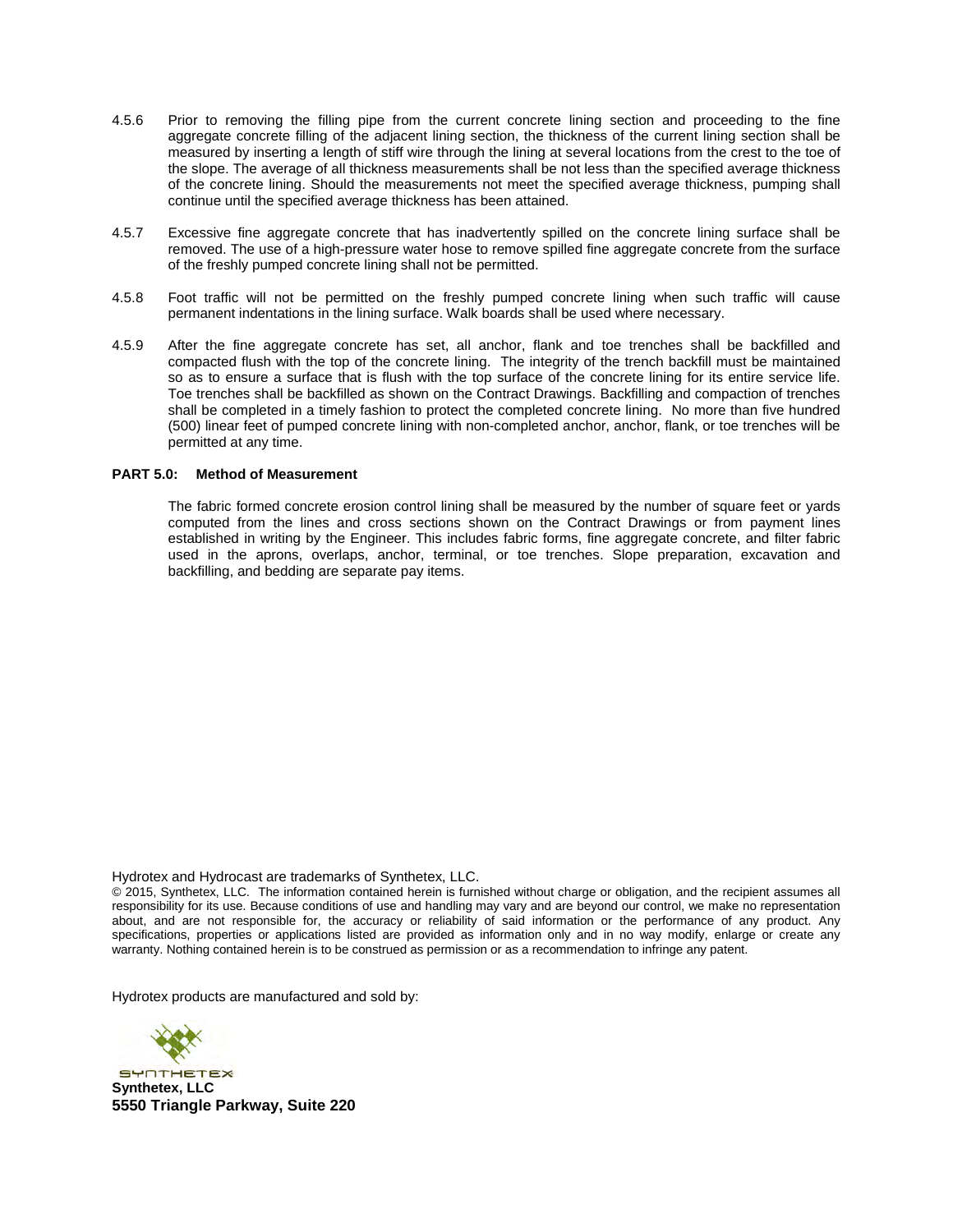4.5.6 Prior to removing the filling pipe from the current concrete lining section and proceeding to the fine aggregate concrete filling of the adjacent lining section, the thickness of the current lining section shall be measured by inserting a length of stiff wire through the lining at several locations from the crest to the toe of the slope. The average of all thickness measurements shall be not less than the specified average thickness of the concrete lining. Should the measurements not meet the specified average thickness, pumping shall continue until the specified average thickness has been attained.

4.5.7 Excessive fine aggregate concrete that has inadvertently spilled on the concrete lining surface shall be removed. The use of a high-pressure water hose to remove spilled fine aggregate concrete from the surface of the freshly pumped concrete lining shall not be permitted.

4.5.8 Foot traffic will not be permitted on the freshly pumped concrete lining when such traffic will cause permanent indentations in the lining surface. Walk boards shall be used where necessary.

4.5.9 After the fine aggregate concrete has set, all anchor, flank and toe trenches shall be backfilled and compacted flush with the top of the concrete lining. The integrity of the trench backfill must be maintained so as to ensure a surface that is flush with the top surface of the concrete lining for its entire service life. Toe trenches shall be backfilled as shown on the Contract Drawings. Backfilling and compaction of trenches shall be completed in a timely fashion to protect the completed concrete lining. No more than five hundred (500) linear feet of pumped concrete lining with non-completed anchor, anchor, flank, or toe trenches will be permitted at any time.

**PART 5.0: Method of Measurement**

The fabric formed concrete erosion control lining shall be measured by the number of square feet or yards computed from the lines and cross sections shown on the Contract Drawings or from payment lines established in writing by the Engineer. This includes fabric forms, fine aggregate concrete, and filter fabric used in the aprons, overlaps, anchor, terminal, or toe trenches. Slope preparation, excavation and backfilling, and bedding are separate pay items.

Hydrotex and Hydrocast are trademarks of Synthetex, LLC.

© 2015, Synthetex, LLC. The information contained herein is furnished without charge or obligation, and the recipient assumes all responsibility for its use. Because conditions of use and handling may vary and are beyond our control, we make no representation about, and are not responsible for, the accuracy or reliability of said information or the performance of any product. Any specifications, properties or applications listed are provided as information only and in no way modify, enlarge or create any warranty. Nothing contained herein is to be construed as permission or as a recommendation to infringe any patent.

Hydrotex products are manufactured and sold by:

SYNTHETEX

**Synthetex, LLC**
**5550 Triangle Parkway, Suite 220**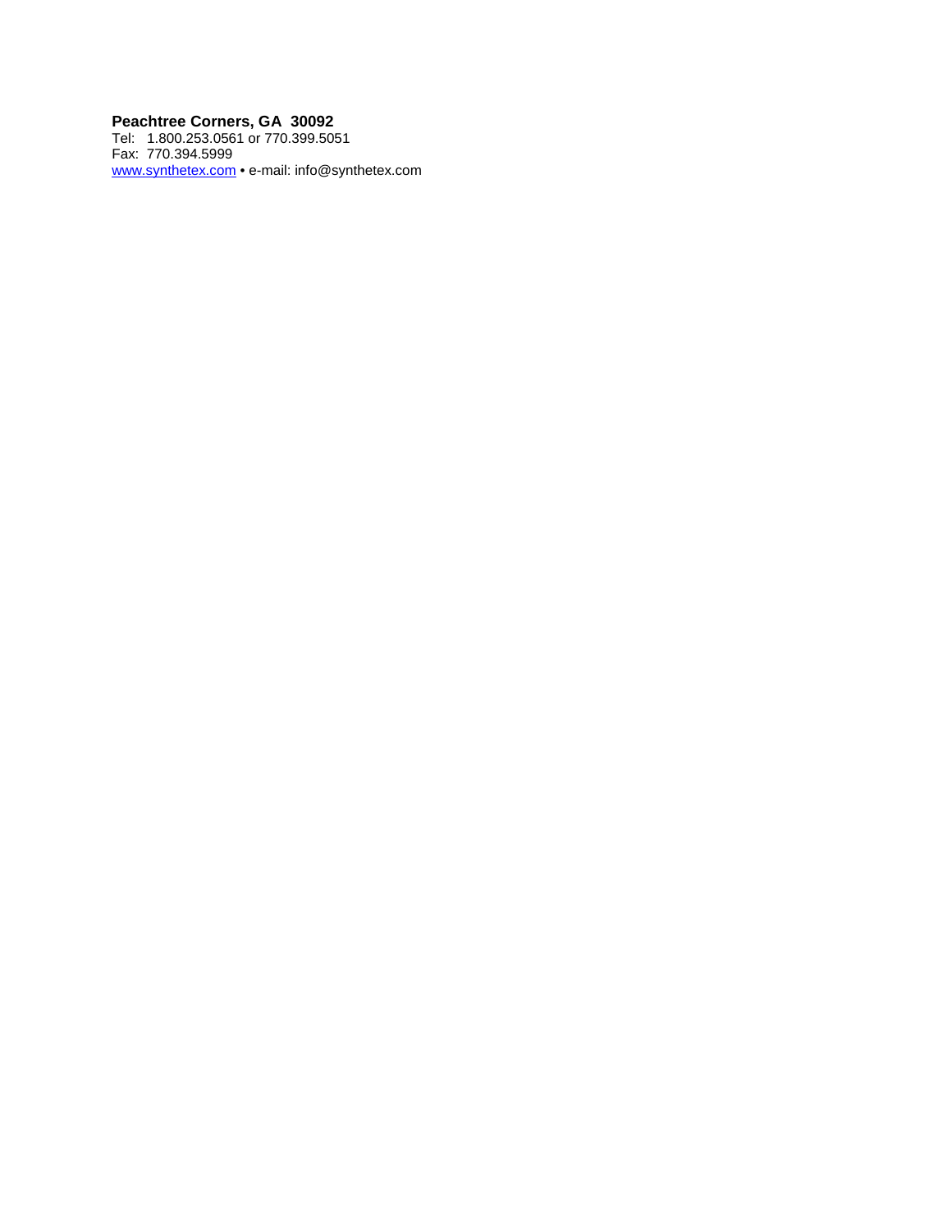**Peachtree Corners, GA  30092**
Tel:   1.800.253.0561 or 770.399.5051
Fax:  770.394.5999
www.synthetex.com • e-mail: info@synthetex.com